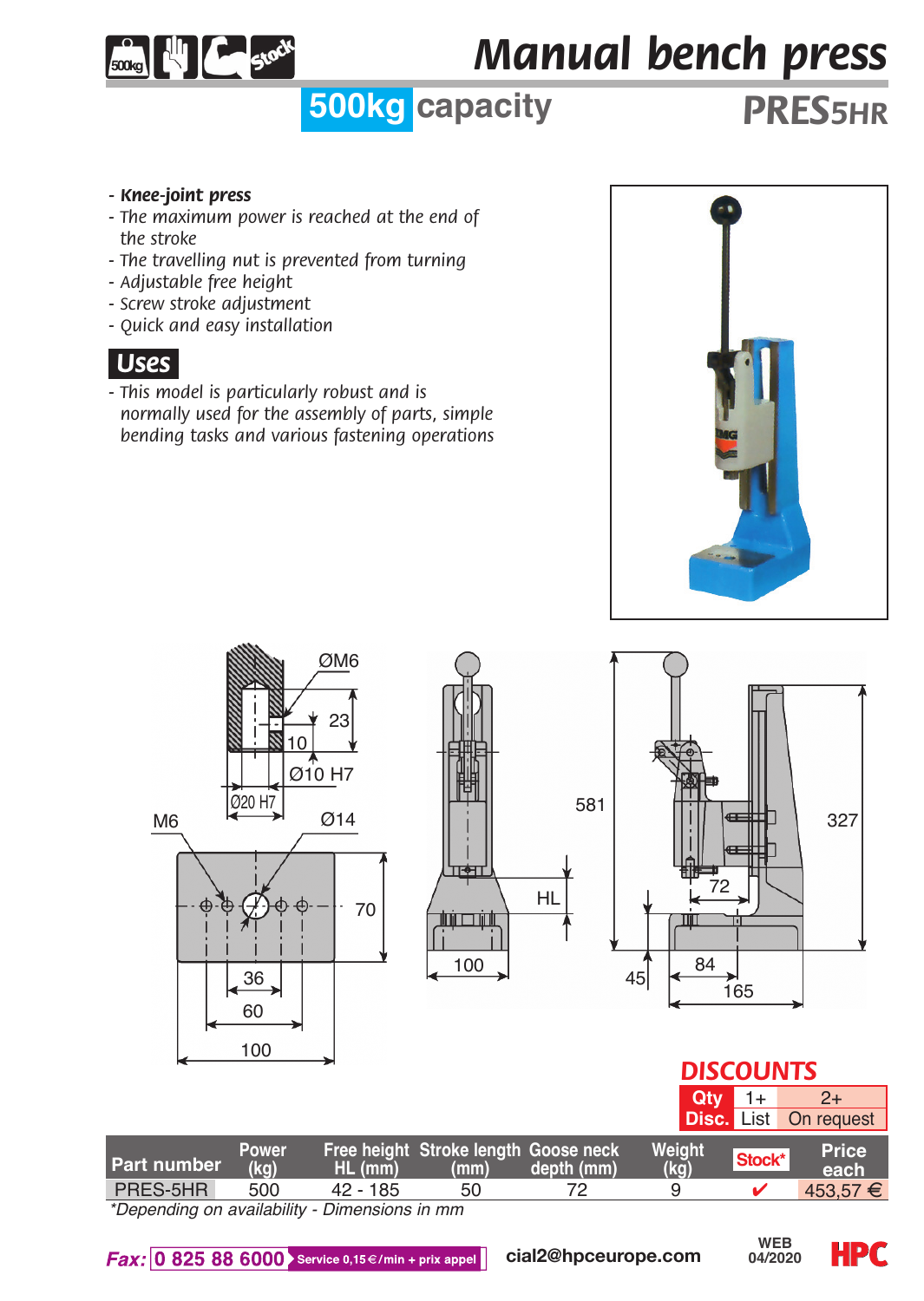# Manual bench press

## 500kg capacity

## PRES5HR

- ***Knee-joint press***
- *The maximum power is reached at the end of the stroke*
- *The travelling nut is prevented from turning*
- *Adjustable free height*
- *Screw stroke adjustment*
- *Quick and easy installation*

## Uses

- *This model is particularly robust and is normally used for the assembly of parts, simple bending tasks and various fastening operations*

ØM6 23 10 Ø10 H7 Ø20 H7 M6 Ø14 70 36 60 100 581 HL 100 327 72 45 84 165

## DISCOUNTS

| Qty | 1+ | 2+ |
|---|---|---|
| Disc. | List | On request |

| Part number | Power (kg) | Free height HL (mm) | Stroke length (mm) | Goose neck depth (mm) | Weight (kg) | Stock* | Price each |
|---|---|---|---|---|---|---|---|
| PRES-5HR | 500 | 42 - 185 | 50 | 72 | 9 | ✔ | 453,57 € |

*\*Depending on availability - Dimensions in mm*

*Fax:* 0 825 88 6000 Service 0,15€/min + prix appel cial2@hpceurope.com WEB 04/2020 HPC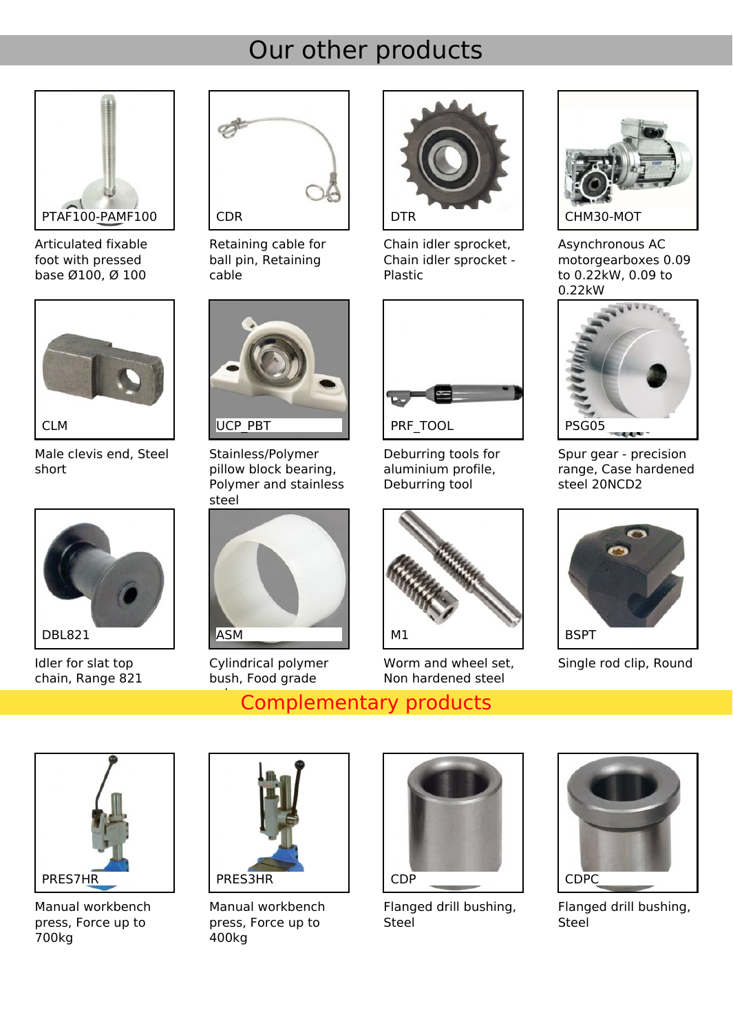# Our other products

PTAF100-PAMF100

Articulated fixable foot with pressed base Ø100, Ø 100

CDR

Retaining cable for ball pin, Retaining cable

DTR

Chain idler sprocket, Chain idler sprocket - Plastic

CHM30-MOT

Asynchronous AC motorgearboxes 0.09 to 0.22kW, 0.09 to 0.22kW

CLM

Male clevis end, Steel short

UCP_PBT

Stainless/Polymer pillow block bearing, Polymer and stainless steel

PRF_TOOL

Deburring tools for aluminium profile, Deburring tool

PSG05

Spur gear - precision range, Case hardened steel 20NCD2

DBL821

Idler for slat top chain, Range 821

ASM

Cylindrical polymer bush, Food grade

M1

Worm and wheel set, Non hardened steel

BSPT

Single rod clip, Round

# Complementary products

PRES7HR

Manual workbench press, Force up to 700kg

PRES3HR

Manual workbench press, Force up to 400kg

CDP

Flanged drill bushing, Steel

CDPC

Flanged drill bushing, Steel